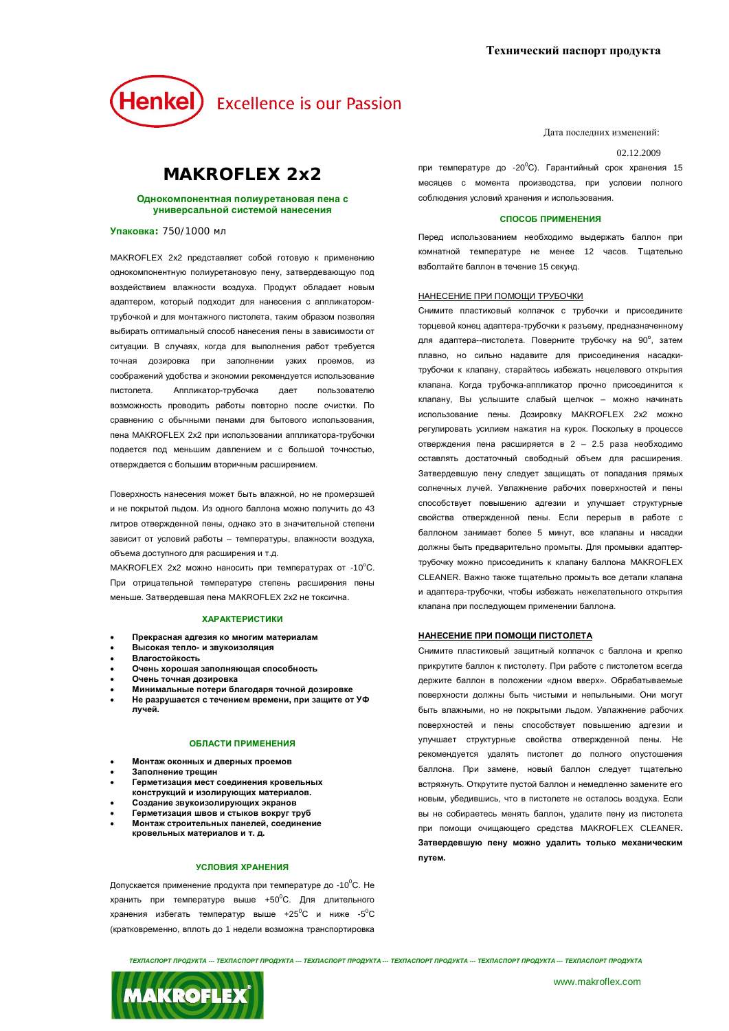Технический паспорт продукта

Henkel Excellence is our Passion

Дата последних изменений: 02.12.2009

# MAKROFLEX 2x2

**Однокомпонентная полиуретановая пена с универсальной системой нанесения**

**Упаковка:** 750/1000 мл

MAKROFLEX 2x2 представляет собой готовую к применению однокомпонентную полиуретановую пену, затвердевающую под воздействием влажности воздуха. Продукт обладает новым адаптером, который подходит для нанесения с аппликатором-трубочкой и для монтажного пистолета, таким образом позволяя выбирать оптимальный способ нанесения пены в зависимости от ситуации. В случаях, когда для выполнения работ требуется точная дозировка при заполнении узких проемов, из соображений удобства и экономии рекомендуется использование пистолета. Аппликатор-трубочка дает пользователю возможность проводить работы повторно после очистки. По сравнению с обычными пенами для бытового использования, пена MAKROFLEX 2x2 при использовании аппликатора-трубочки подается под меньшим давлением и с большой точностью, отверждается с большим вторичным расширением.

Поверхность нанесения может быть влажной, но не промерзшей и не покрытой льдом. Из одного баллона можно получить до 43 литров отвержденной пены, однако это в значительной степени зависит от условий работы – температуры, влажности воздуха, объема доступного для расширения и т.д.

MAKROFLEX 2x2 можно наносить при температурах от -10$^{o}$C. При отрицательной температуре степень расширения пены меньше. Затвердевшая пена MAKROFLEX 2x2 не токсична.

## ХАРАКТЕРИСТИКИ

- **Прекрасная адгезия ко многим материалам**
- **Высокая тепло- и звукоизоляция**
- **Влагостойкость**
- **Очень хорошая заполняющая способность**
- **Очень точная дозировка**
- **Минимальные потери благодаря точной дозировке**
- **Не разрушается с течением времени, при защите от УФ лучей.**

## ОБЛАСТИ ПРИМЕНЕНИЯ

- **Монтаж оконных и дверных проемов**
- **Заполнение трещин**
- **Герметизация мест соединения кровельных конструкций и изолирующих материалов.**
- **Создание звукоизолирующих экранов**
- **Герметизация швов и стыков вокруг труб**
- **Монтаж строительных панелей, соединение кровельных материалов и т. д.**

## УСЛОВИЯ ХРАНЕНИЯ

Допускается применение продукта при температуре до -10$^{0}$C. Не хранить при температуре выше +50$^{0}$C. Для длительного хранения избегать температур выше +25$^{0}$C и ниже -5$^{0}$C (кратковременно, вплоть до 1 недели возможна транспортировка при температуре до -20$^{0}$C). Гарантийный срок хранения 15 месяцев с момента производства, при условии полного соблюдения условий хранения и использования.

## СПОСОБ ПРИМЕНЕНИЯ

Перед использованием необходимо выдержать баллон при комнатной температуре не менее 12 часов. Тщательно взболтайте баллон в течение 15 секунд.

### НАНЕСЕНИЕ ПРИ ПОМОЩИ ТРУБОЧКИ

Снимите пластиковый колпачок с трубочки и присоедините торцевой конец адаптера-трубочки к разъему, предназначенному для адаптера--пистолета. Поверните трубочку на 90$^{o}$, затем плавно, но сильно надавите для присоединения насадки-трубочки к клапану, старайтесь избежать нецелевого открытия клапана. Когда трубочка-аппликатор прочно присоединится к клапану, Вы услышите слабый щелчок – можно начинать использование пены. Дозировку MAKROFLEX 2x2 можно регулировать усилием нажатия на курок. Поскольку в процессе отверждения пена расширяется в 2 – 2.5 раза необходимо оставлять достаточный свободный объем для расширения. Затвердевшую пену следует защищать от попадания прямых солнечных лучей. Увлажнение рабочих поверхностей и пены способствует повышению адгезии и улучшает структурные свойства отвержденной пены. Если перерыв в работе с баллоном занимает более 5 минут, все клапаны и насадки должны быть предварительно промыты. Для промывки адаптер-трубочку можно присоединить к клапану баллона MAKROFLEX CLEANER. Важно также тщательно промыть все детали клапана и адаптера-трубочки, чтобы избежать нежелательного открытия клапана при последующем применении баллона.

### НАНЕСЕНИЕ ПРИ ПОМОЩИ ПИСТОЛЕТА

Снимите пластиковый защитный колпачок с баллона и крепко прикрутите баллон к пистолету. При работе с пистолетом всегда держите баллон в положении «дном вверх». Обрабатываемые поверхности должны быть чистыми и непыльными. Они могут быть влажными, но не покрытыми льдом. Увлажнение рабочих поверхностей и пены способствует повышению адгезии и улучшает структурные свойства отвержденной пены. Не рекомендуется удалять пистолет до полного опустошения баллона. При замене, новый баллон следует тщательно встряхнуть. Открутите пустой баллон и немедленно замените его новым, убедившись, что в пистолете не осталось воздуха. Если вы не собираетесь менять баллон, удалите пену из пистолета при помощи очищающего средства MAKROFLEX CLEANER. **Затвердевшую пену можно удалить только механическим путем.**

*ТЕХПАСПОРТ ПРОДУКТА --- ТЕХПАСПОРТ ПРОДУКТА --- ТЕХПАСПОРТ ПРОДУКТА --- ТЕХПАСПОРТ ПРОДУКТА --- ТЕХПАСПОРТ ПРОДУКТА --- ТЕХПАСПОРТ ПРОДУКТА*

MAKROFLEX®

www.makroflex.com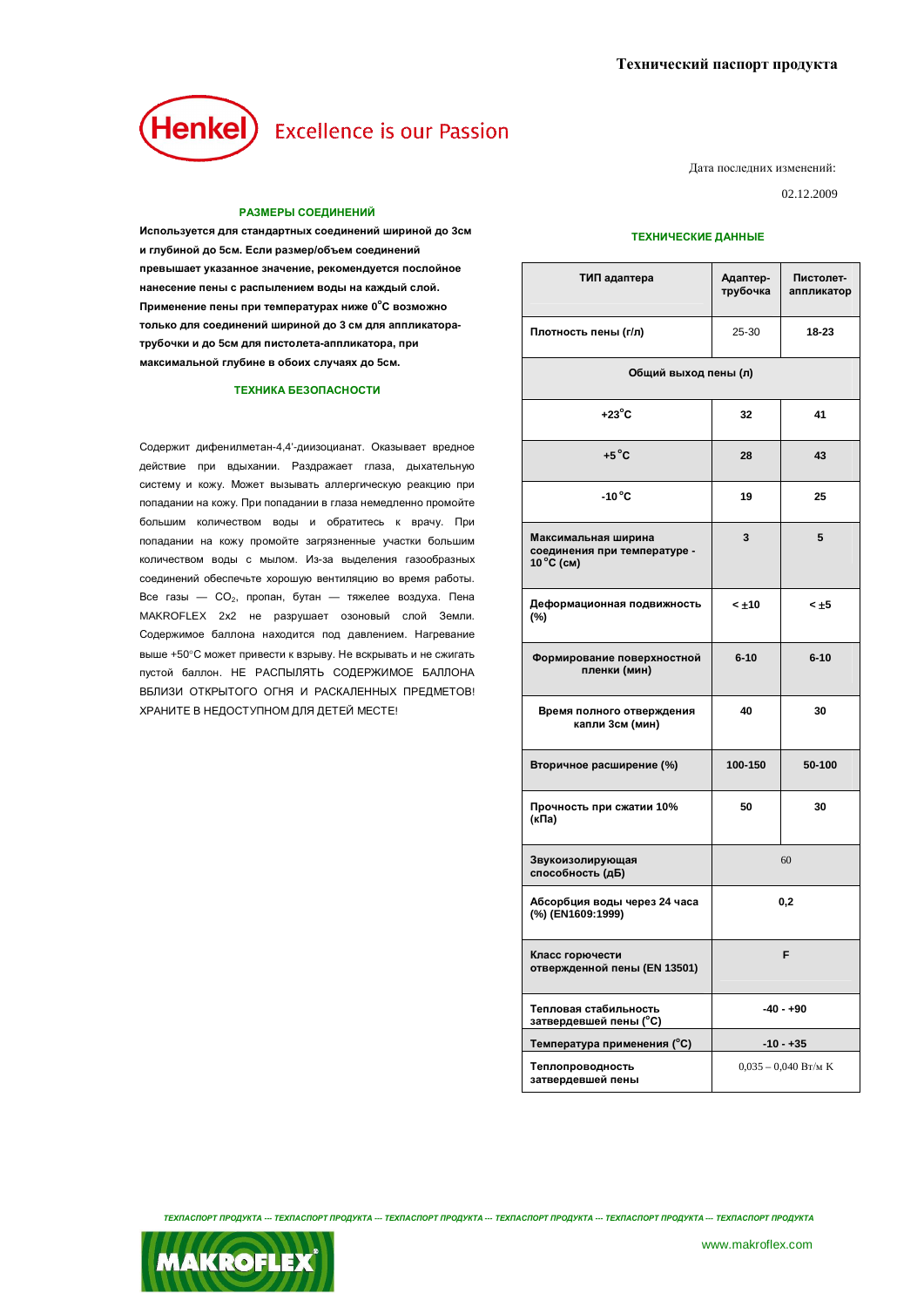Дата последних изменений:

02.12.2009

## РАЗМЕРЫ СОЕДИНЕНИЙ

**Используется для стандартных соединений шириной до 3см и глубиной до 5см. Если размер/объем соединений превышает указанное значение, рекомендуется послойное нанесение пены с распылением воды на каждый слой. Применение пены при температурах ниже 0°С возможно только для соединений шириной до 3 см для аппликатора-трубочки и до 5см для пистолета-аппликатора, при максимальной глубине в обоих случаях до 5см.**

## ТЕХНИКА БЕЗОПАСНОСТИ

Содержит дифенилметан-4,4'-диизоцианат. Оказывает вредное действие при вдыхании. Раздражает глаза, дыхательную систему и кожу. Может вызывать аллергическую реакцию при попадании на кожу. При попадании в глаза немедленно промойте большим количеством воды и обратитесь к врачу. При попадании на кожу промойте загрязненные участки большим количеством воды с мылом. Из-за выделения газообразных соединений обеспечьте хорошую вентиляцию во время работы. Все газы — $CO_2$, пропан, бутан — тяжелее воздуха. Пена MAKROFLEX 2x2 не разрушает озоновый слой Земли. Содержимое баллона находится под давлением. Нагревание выше +50°С может привести к взрыву. Не вскрывать и не сжигать пустой баллон. НЕ РАСПЫЛЯТЬ СОДЕРЖИМОЕ БАЛЛОНА ВБЛИЗИ ОТКРЫТОГО ОГНЯ И РАСКАЛЕННЫХ ПРЕДМЕТОВ! ХРАНИТЕ В НЕДОСТУПНОМ ДЛЯ ДЕТЕЙ МЕСТЕ!

## ТЕХНИЧЕСКИЕ ДАННЫЕ

| ТИП адаптера | Адаптер-трубочка | Пистолет-аппликатор |
|---|---|---|
| Плотность пены (г/л) | 25-30 | 18-23 |
| Общий выход пены (л) | | |
| +23°С | 32 | 41 |
| +5°С | 28 | 43 |
| -10°С | 19 | 25 |
| Максимальная ширина соединения при температуре -10°С (см) | 3 | 5 |
| Деформационная подвижность (%) | < ±10 | < ±5 |
| Формирование поверхностной пленки (мин) | 6-10 | 6-10 |
| Время полного отверждения капли 3см (мин) | 40 | 30 |
| Вторичное расширение (%) | 100-150 | 50-100 |
| Прочность при сжатии 10% (кПа) | 50 | 30 |
| Звукоизолирующая способность (дБ) | 60 | |
| Абсорбция воды через 24 часа (%) (EN1609:1999) | 0,2 | |
| Класс горючести отвержденной пены (EN 13501) | F | |
| Тепловая стабильность затвердевшей пены (°С) | -40 - +90 | |
| Температура применения (°С) | -10 - +35 | |
| Теплопроводность затвердевшей пены | 0,035 – 0,040 Вт/м К | |

www.makroflex.com